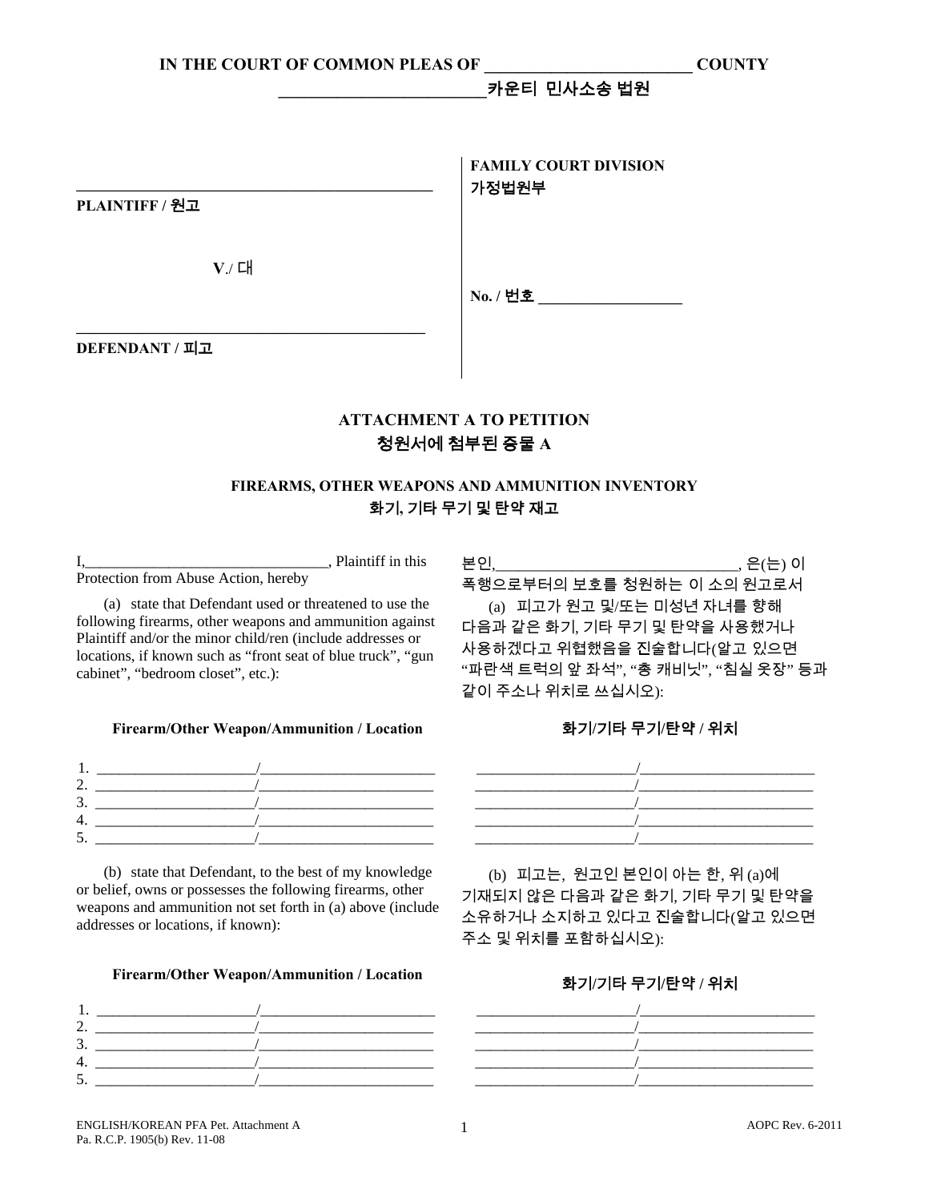**IN THE COURT OF COMMON PLEAS OF _________________________ COUNTY**
**_________________________카운티 민사소송 법원**

| | |
|---|---|
| _____________________________________________ | **FAMILY COURT DIVISION** |
| **PLAINTIFF / 원고** | **가정법원부** |
| **V**./ 대 | |
| | **No. / 번호 ___________________** |
| _____________________________________________ | |
| **DEFENDANT / 피고** | |

## ATTACHMENT A TO PETITION
## 청원서에 첨부된 증물 A

### FIREARMS, OTHER WEAPONS AND AMMUNITION INVENTORY
### 화기, 기타 무기 및 탄약 재고

I,_______________________________, Plaintiff in this Protection from Abuse Action, hereby

(a) state that Defendant used or threatened to use the following firearms, other weapons and ammunition against Plaintiff and/or the minor child/ren (include addresses or locations, if known such as "front seat of blue truck", "gun cabinet", "bedroom closet", etc.):

**Firearm/Other Weapon/Ammunition / Location**

1. _____________________/_______________________
2. _____________________/_______________________
3. _____________________/_______________________
4. _____________________/_______________________
5. _____________________/_______________________

(b) state that Defendant, to the best of my knowledge or belief, owns or possesses the following firearms, other weapons and ammunition not set forth in (a) above (include addresses or locations, if known):

**Firearm/Other Weapon/Ammunition / Location**

1. _____________________/_______________________
2. _____________________/_______________________
3. _____________________/_______________________
4. _____________________/_______________________
5. _____________________/_______________________

본인,_______________________________, 은(는) 이 폭행으로부터의 보호를 청원하는 이 소의 원고로서

(a) 피고가 원고 및/또는 미성년 자녀를 향해 다음과 같은 화기, 기타 무기 및 탄약을 사용했거나 사용하겠다고 위협했음을 진술합니다(알고 있으면 "파란색 트럭의 앞 좌석", "총 캐비닛", "침실 옷장" 등과 같이 주소나 위치로 쓰십시오):

**화기/기타 무기/탄약 / 위치**

_____________________/_______________________
_____________________/_______________________
_____________________/_______________________
_____________________/_______________________
_____________________/_______________________

(b) 피고는, 원고인 본인이 아는 한, 위 (a)에 기재되지 않은 다음과 같은 화기, 기타 무기 및 탄약을 소유하거나 소지하고 있다고 진술합니다(알고 있으면 주소 및 위치를 포함하십시오):

**화기/기타 무기/탄약 / 위치**

_____________________/_______________________
_____________________/_______________________
_____________________/_______________________
_____________________/_______________________
_____________________/_______________________

ENGLISH/KOREAN PFA Pet. Attachment A
Pa. R.C.P. 1905(b) Rev. 11-08

AOPC Rev. 6-2011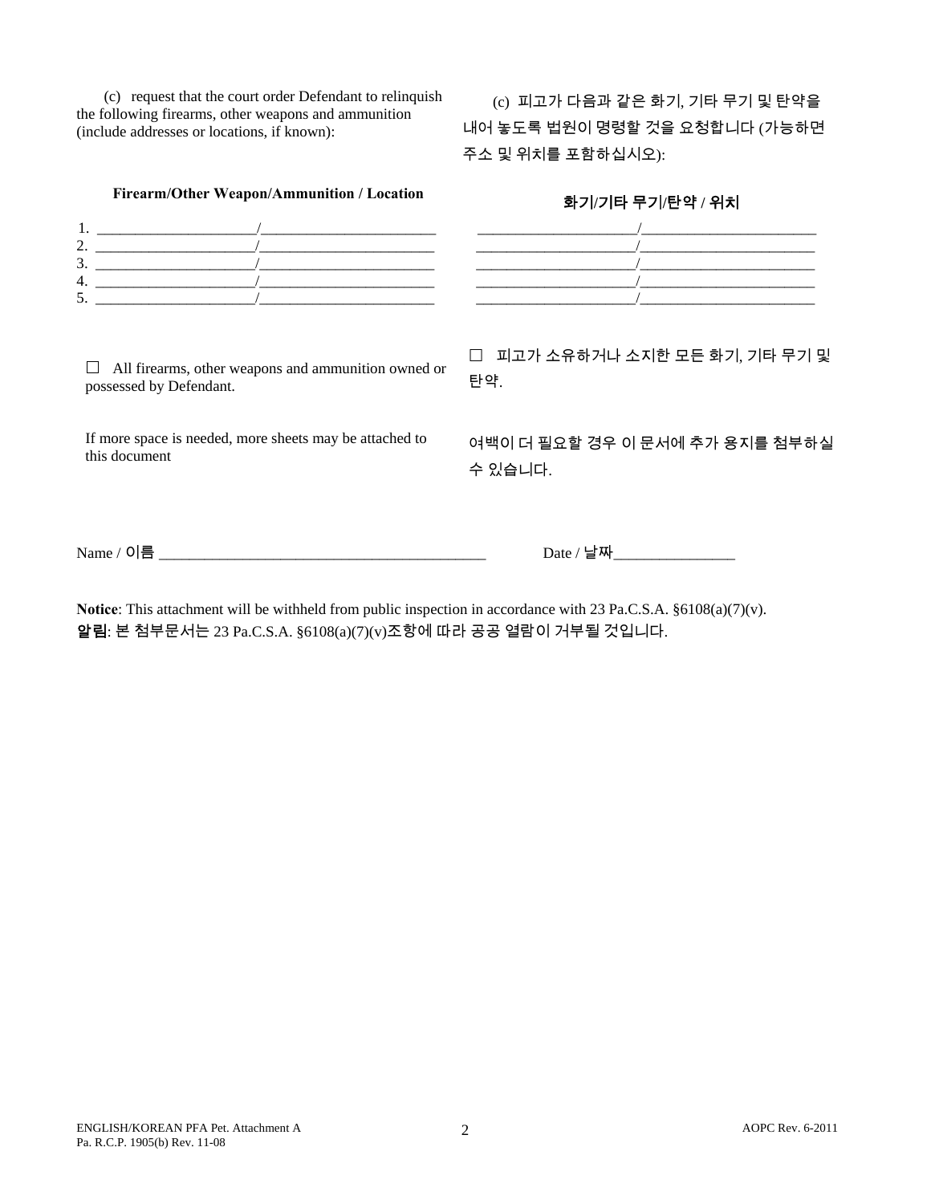(c) request that the court order Defendant to relinquish the following firearms, other weapons and ammunition (include addresses or locations, if known):

(c) 피고가 다음과 같은 화기, 기타 무기 및 탄약을 내어 놓도록 법원이 명령할 것을 요청합니다 (가능하면 주소 및 위치를 포함하십시오):

**Firearm/Other Weapon/Ammunition / Location**

**화기/기타 무기/탄약 / 위치**

1. _____________________/_______________________
2. _____________________/_______________________
3. _____________________/_______________________
4. _____________________/_______________________
5. _____________________/_______________________

☐ All firearms, other weapons and ammunition owned or possessed by Defendant.

☐ 피고가 소유하거나 소지한 모든 화기, 기타 무기 및 탄약.

If more space is needed, more sheets may be attached to this document

여백이 더 필요할 경우 이 문서에 추가 용지를 첨부하실 수 있습니다.

Name / 이름 __________________________________________ Date / 날짜_______________

**Notice**: This attachment will be withheld from public inspection in accordance with 23 Pa.C.S.A. §6108(a)(7)(v).
**알림**: 본 첨부문서는 23 Pa.C.S.A. §6108(a)(7)(v)조항에 따라 공공 열람이 거부될 것입니다.

ENGLISH/KOREAN PFA Pet. Attachment A
Pa. R.C.P. 1905(b) Rev. 11-08

AOPC Rev. 6-2011